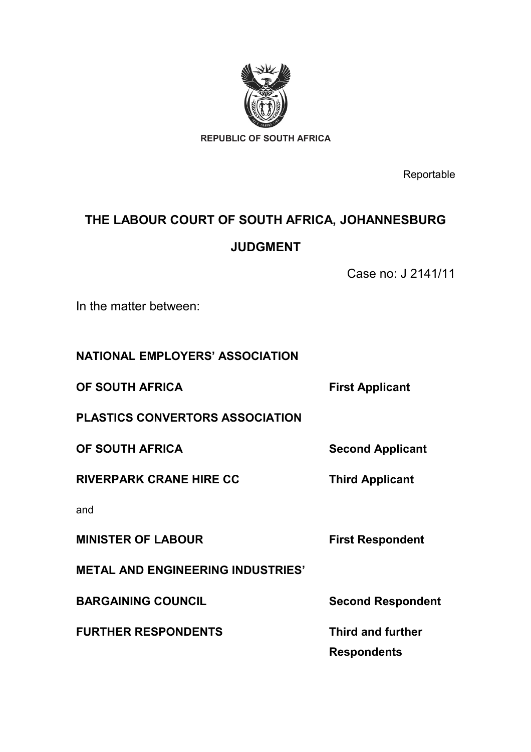REPUBLIC OF SOUTH AFRICA

Reportable

# THE LABOUR COURT OF SOUTH AFRICA, JOHANNESBURG

## JUDGMENT

Case no: J 2141/11

In the matter between:

| | |
|---|---|
| **NATIONAL EMPLOYERS' ASSOCIATION OF SOUTH AFRICA** | **First Applicant** |
| **PLASTICS CONVERTORS ASSOCIATION OF SOUTH AFRICA** | **Second Applicant** |
| **RIVERPARK CRANE HIRE CC** | **Third Applicant** |

and

| | |
|---|---|
| **MINISTER OF LABOUR** | **First Respondent** |
| **METAL AND ENGINEERING INDUSTRIES' BARGAINING COUNCIL** | **Second Respondent** |
| **FURTHER RESPONDENTS** | **Third and further Respondents** |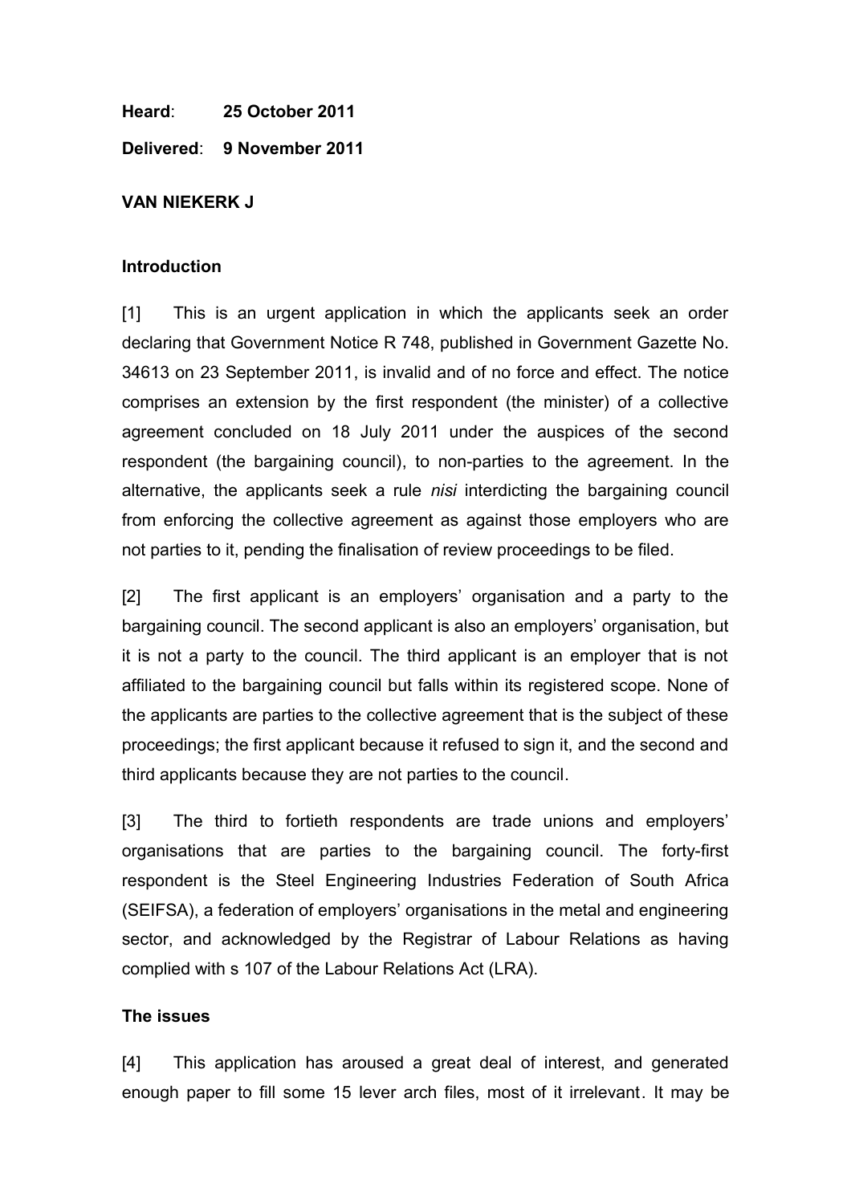**Heard**: **25 October 2011**

**Delivered**: **9 November 2011**

**VAN NIEKERK J**

**Introduction**

[1] This is an urgent application in which the applicants seek an order declaring that Government Notice R 748, published in Government Gazette No. 34613 on 23 September 2011, is invalid and of no force and effect. The notice comprises an extension by the first respondent (the minister) of a collective agreement concluded on 18 July 2011 under the auspices of the second respondent (the bargaining council), to non-parties to the agreement. In the alternative, the applicants seek a rule *nisi* interdicting the bargaining council from enforcing the collective agreement as against those employers who are not parties to it, pending the finalisation of review proceedings to be filed.

[2] The first applicant is an employers' organisation and a party to the bargaining council. The second applicant is also an employers' organisation, but it is not a party to the council. The third applicant is an employer that is not affiliated to the bargaining council but falls within its registered scope. None of the applicants are parties to the collective agreement that is the subject of these proceedings; the first applicant because it refused to sign it, and the second and third applicants because they are not parties to the council.

[3] The third to fortieth respondents are trade unions and employers' organisations that are parties to the bargaining council. The forty-first respondent is the Steel Engineering Industries Federation of South Africa (SEIFSA), a federation of employers' organisations in the metal and engineering sector, and acknowledged by the Registrar of Labour Relations as having complied with s 107 of the Labour Relations Act (LRA).

**The issues**

[4] This application has aroused a great deal of interest, and generated enough paper to fill some 15 lever arch files, most of it irrelevant. It may be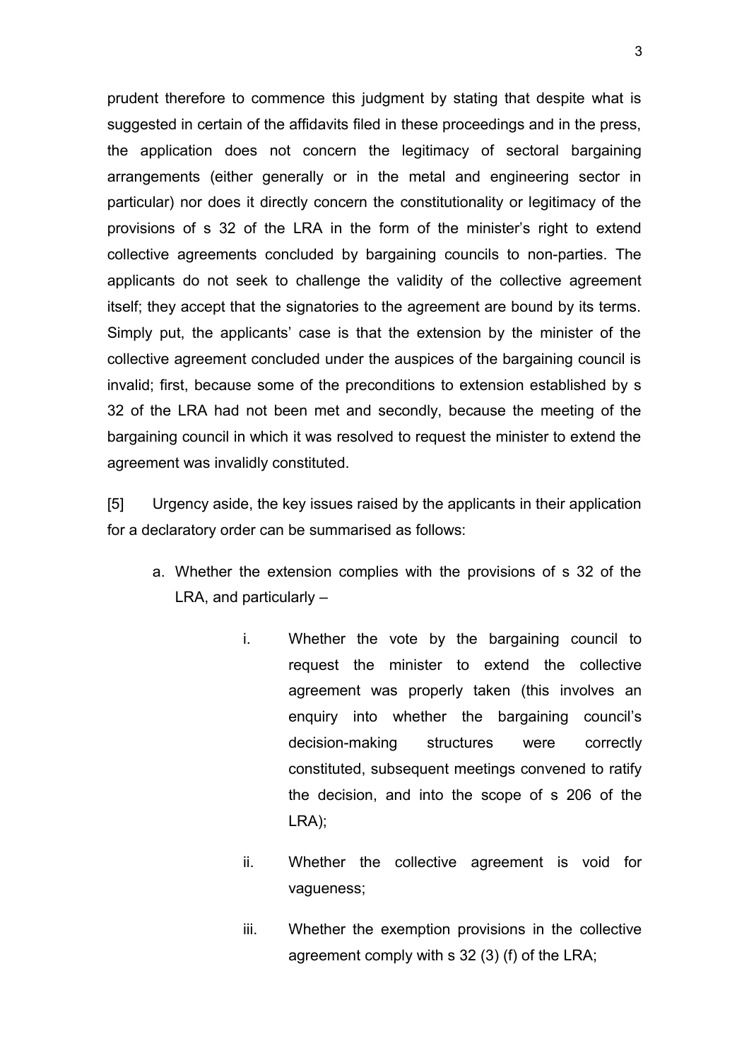prudent therefore to commence this judgment by stating that despite what is suggested in certain of the affidavits filed in these proceedings and in the press, the application does not concern the legitimacy of sectoral bargaining arrangements (either generally or in the metal and engineering sector in particular) nor does it directly concern the constitutionality or legitimacy of the provisions of s 32 of the LRA in the form of the minister's right to extend collective agreements concluded by bargaining councils to non-parties. The applicants do not seek to challenge the validity of the collective agreement itself; they accept that the signatories to the agreement are bound by its terms. Simply put, the applicants' case is that the extension by the minister of the collective agreement concluded under the auspices of the bargaining council is invalid; first, because some of the preconditions to extension established by s 32 of the LRA had not been met and secondly, because the meeting of the bargaining council in which it was resolved to request the minister to extend the agreement was invalidly constituted.

[5] Urgency aside, the key issues raised by the applicants in their application for a declaratory order can be summarised as follows:

a. Whether the extension complies with the provisions of s 32 of the LRA, and particularly –

   i. Whether the vote by the bargaining council to request the minister to extend the collective agreement was properly taken (this involves an enquiry into whether the bargaining council's decision-making structures were correctly constituted, subsequent meetings convened to ratify the decision, and into the scope of s 206 of the LRA);

   ii. Whether the collective agreement is void for vagueness;

   iii. Whether the exemption provisions in the collective agreement comply with s 32 (3) (f) of the LRA;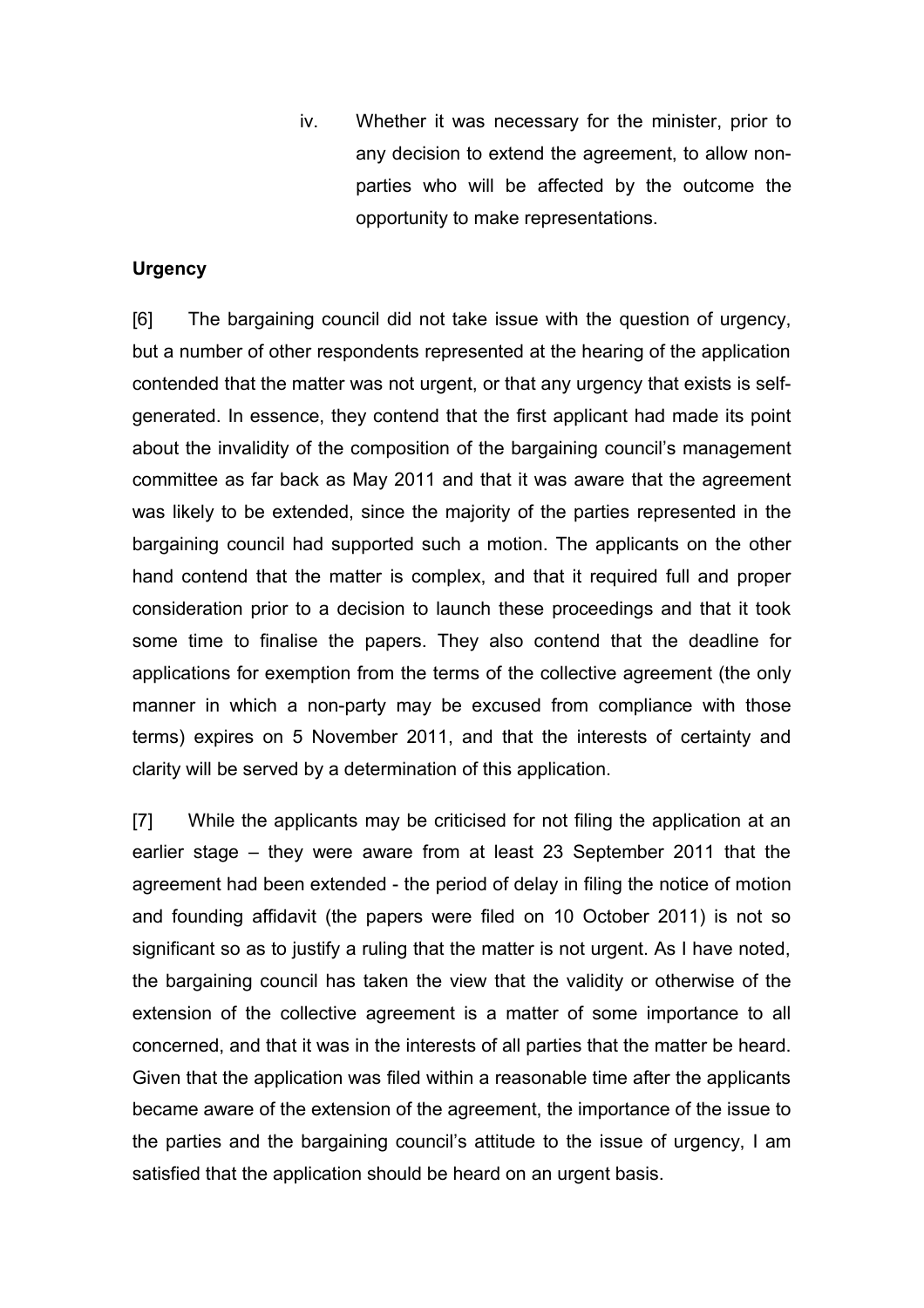iv. Whether it was necessary for the minister, prior to any decision to extend the agreement, to allow non-parties who will be affected by the outcome the opportunity to make representations.

**Urgency**

[6] The bargaining council did not take issue with the question of urgency, but a number of other respondents represented at the hearing of the application contended that the matter was not urgent, or that any urgency that exists is self-generated. In essence, they contend that the first applicant had made its point about the invalidity of the composition of the bargaining council's management committee as far back as May 2011 and that it was aware that the agreement was likely to be extended, since the majority of the parties represented in the bargaining council had supported such a motion. The applicants on the other hand contend that the matter is complex, and that it required full and proper consideration prior to a decision to launch these proceedings and that it took some time to finalise the papers. They also contend that the deadline for applications for exemption from the terms of the collective agreement (the only manner in which a non-party may be excused from compliance with those terms) expires on 5 November 2011, and that the interests of certainty and clarity will be served by a determination of this application.

[7] While the applicants may be criticised for not filing the application at an earlier stage – they were aware from at least 23 September 2011 that the agreement had been extended - the period of delay in filing the notice of motion and founding affidavit (the papers were filed on 10 October 2011) is not so significant so as to justify a ruling that the matter is not urgent. As I have noted, the bargaining council has taken the view that the validity or otherwise of the extension of the collective agreement is a matter of some importance to all concerned, and that it was in the interests of all parties that the matter be heard. Given that the application was filed within a reasonable time after the applicants became aware of the extension of the agreement, the importance of the issue to the parties and the bargaining council's attitude to the issue of urgency, I am satisfied that the application should be heard on an urgent basis.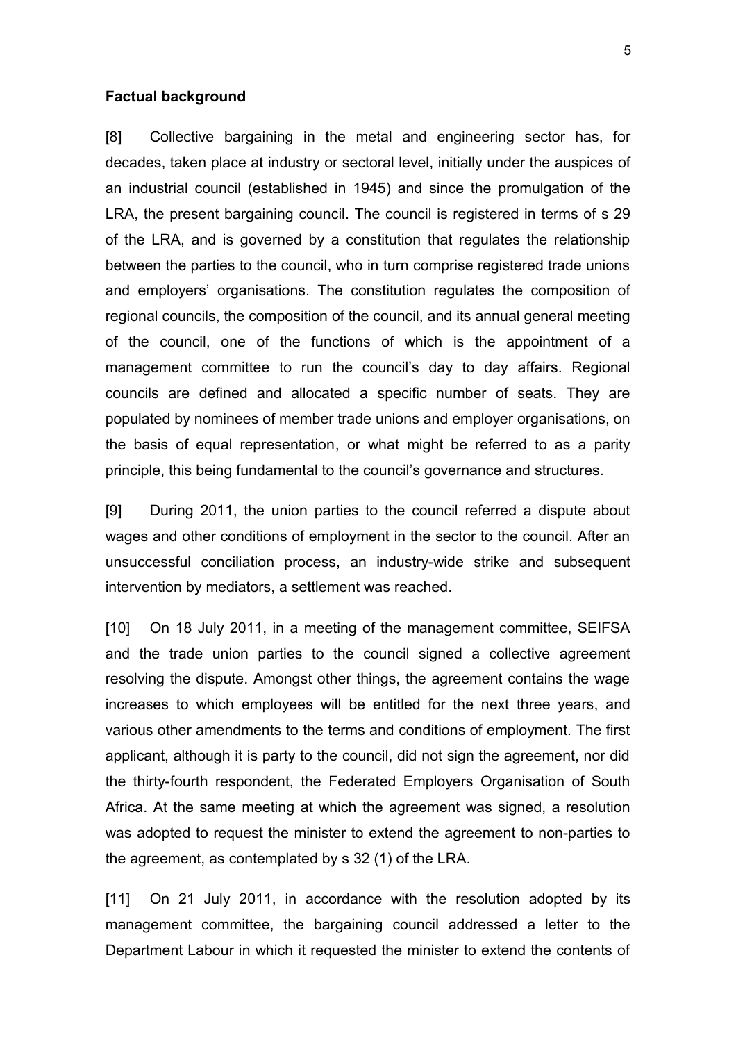**Factual background**

[8] Collective bargaining in the metal and engineering sector has, for decades, taken place at industry or sectoral level, initially under the auspices of an industrial council (established in 1945) and since the promulgation of the LRA, the present bargaining council. The council is registered in terms of s 29 of the LRA, and is governed by a constitution that regulates the relationship between the parties to the council, who in turn comprise registered trade unions and employers' organisations. The constitution regulates the composition of regional councils, the composition of the council, and its annual general meeting of the council, one of the functions of which is the appointment of a management committee to run the council's day to day affairs. Regional councils are defined and allocated a specific number of seats. They are populated by nominees of member trade unions and employer organisations, on the basis of equal representation, or what might be referred to as a parity principle, this being fundamental to the council's governance and structures.

[9] During 2011, the union parties to the council referred a dispute about wages and other conditions of employment in the sector to the council. After an unsuccessful conciliation process, an industry-wide strike and subsequent intervention by mediators, a settlement was reached.

[10] On 18 July 2011, in a meeting of the management committee, SEIFSA and the trade union parties to the council signed a collective agreement resolving the dispute. Amongst other things, the agreement contains the wage increases to which employees will be entitled for the next three years, and various other amendments to the terms and conditions of employment. The first applicant, although it is party to the council, did not sign the agreement, nor did the thirty-fourth respondent, the Federated Employers Organisation of South Africa. At the same meeting at which the agreement was signed, a resolution was adopted to request the minister to extend the agreement to non-parties to the agreement, as contemplated by s 32 (1) of the LRA.

[11] On 21 July 2011, in accordance with the resolution adopted by its management committee, the bargaining council addressed a letter to the Department Labour in which it requested the minister to extend the contents of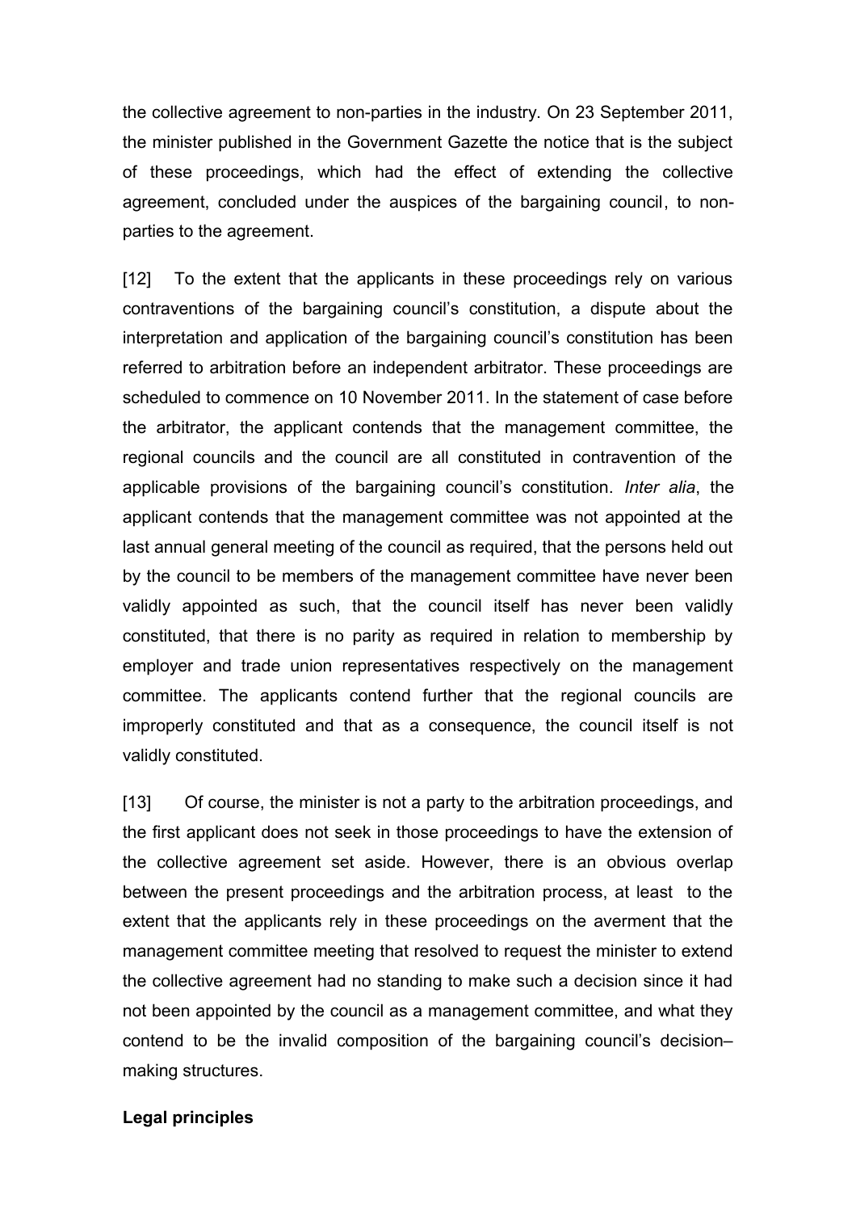the collective agreement to non-parties in the industry. On 23 September 2011, the minister published in the Government Gazette the notice that is the subject of these proceedings, which had the effect of extending the collective agreement, concluded under the auspices of the bargaining council, to non-parties to the agreement.

[12] To the extent that the applicants in these proceedings rely on various contraventions of the bargaining council's constitution, a dispute about the interpretation and application of the bargaining council's constitution has been referred to arbitration before an independent arbitrator. These proceedings are scheduled to commence on 10 November 2011. In the statement of case before the arbitrator, the applicant contends that the management committee, the regional councils and the council are all constituted in contravention of the applicable provisions of the bargaining council's constitution. *Inter alia*, the applicant contends that the management committee was not appointed at the last annual general meeting of the council as required, that the persons held out by the council to be members of the management committee have never been validly appointed as such, that the council itself has never been validly constituted, that there is no parity as required in relation to membership by employer and trade union representatives respectively on the management committee. The applicants contend further that the regional councils are improperly constituted and that as a consequence, the council itself is not validly constituted.

[13] Of course, the minister is not a party to the arbitration proceedings, and the first applicant does not seek in those proceedings to have the extension of the collective agreement set aside. However, there is an obvious overlap between the present proceedings and the arbitration process, at least to the extent that the applicants rely in these proceedings on the averment that the management committee meeting that resolved to request the minister to extend the collective agreement had no standing to make such a decision since it had not been appointed by the council as a management committee, and what they contend to be the invalid composition of the bargaining council's decision–making structures.

**Legal principles**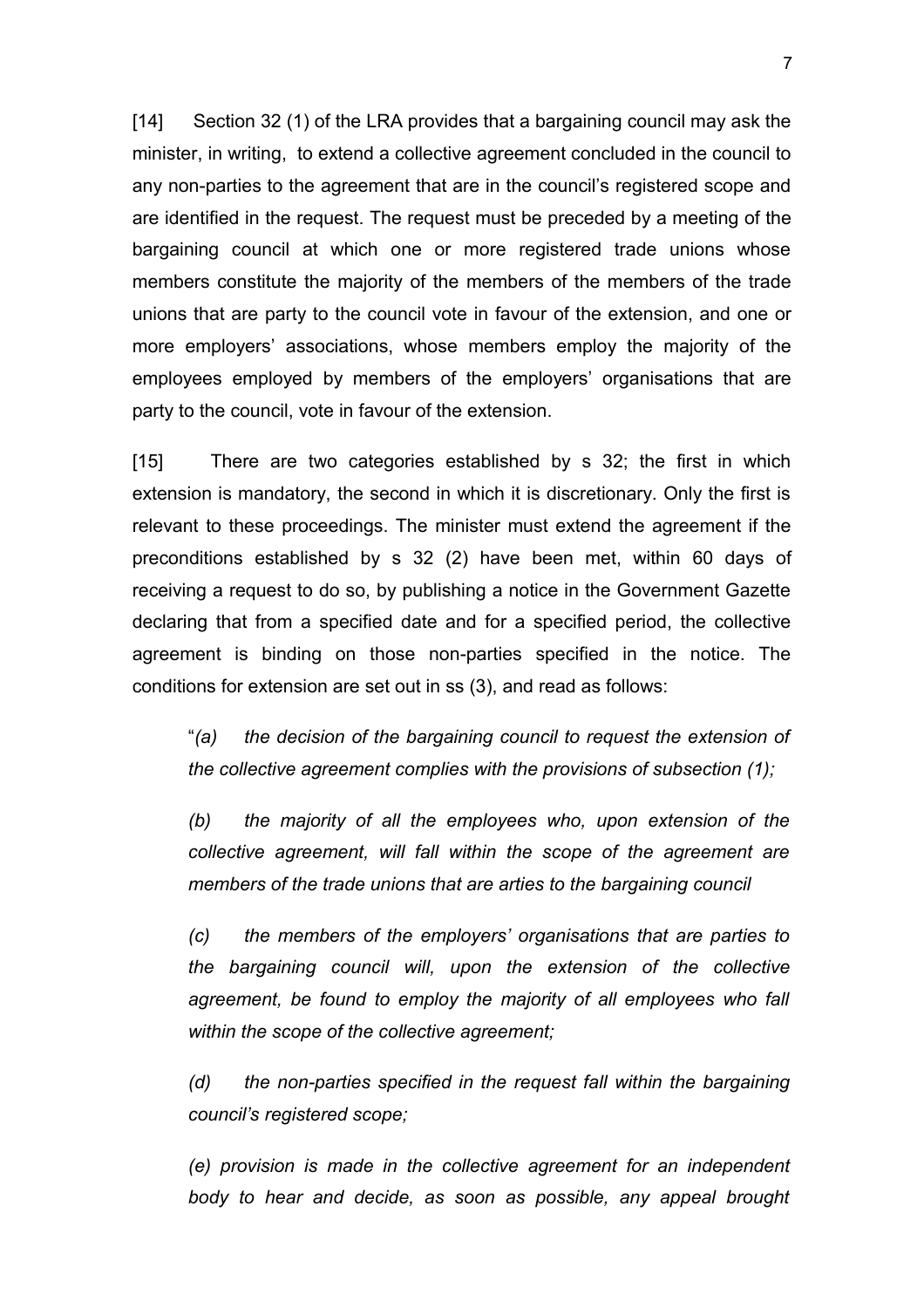[14] Section 32 (1) of the LRA provides that a bargaining council may ask the minister, in writing, to extend a collective agreement concluded in the council to any non-parties to the agreement that are in the council's registered scope and are identified in the request. The request must be preceded by a meeting of the bargaining council at which one or more registered trade unions whose members constitute the majority of the members of the members of the trade unions that are party to the council vote in favour of the extension, and one or more employers' associations, whose members employ the majority of the employees employed by members of the employers' organisations that are party to the council, vote in favour of the extension.

[15] There are two categories established by s 32; the first in which extension is mandatory, the second in which it is discretionary. Only the first is relevant to these proceedings. The minister must extend the agreement if the preconditions established by s 32 (2) have been met, within 60 days of receiving a request to do so, by publishing a notice in the Government Gazette declaring that from a specified date and for a specified period, the collective agreement is binding on those non-parties specified in the notice. The conditions for extension are set out in ss (3), and read as follows:

> "*(a) the decision of the bargaining council to request the extension of the collective agreement complies with the provisions of subsection (1);*
>
> *(b) the majority of all the employees who, upon extension of the collective agreement, will fall within the scope of the agreement are members of the trade unions that are arties to the bargaining council*
>
> *(c) the members of the employers' organisations that are parties to the bargaining council will, upon the extension of the collective agreement, be found to employ the majority of all employees who fall within the scope of the collective agreement;*
>
> *(d) the non-parties specified in the request fall within the bargaining council's registered scope;*
>
> *(e) provision is made in the collective agreement for an independent body to hear and decide, as soon as possible, any appeal brought*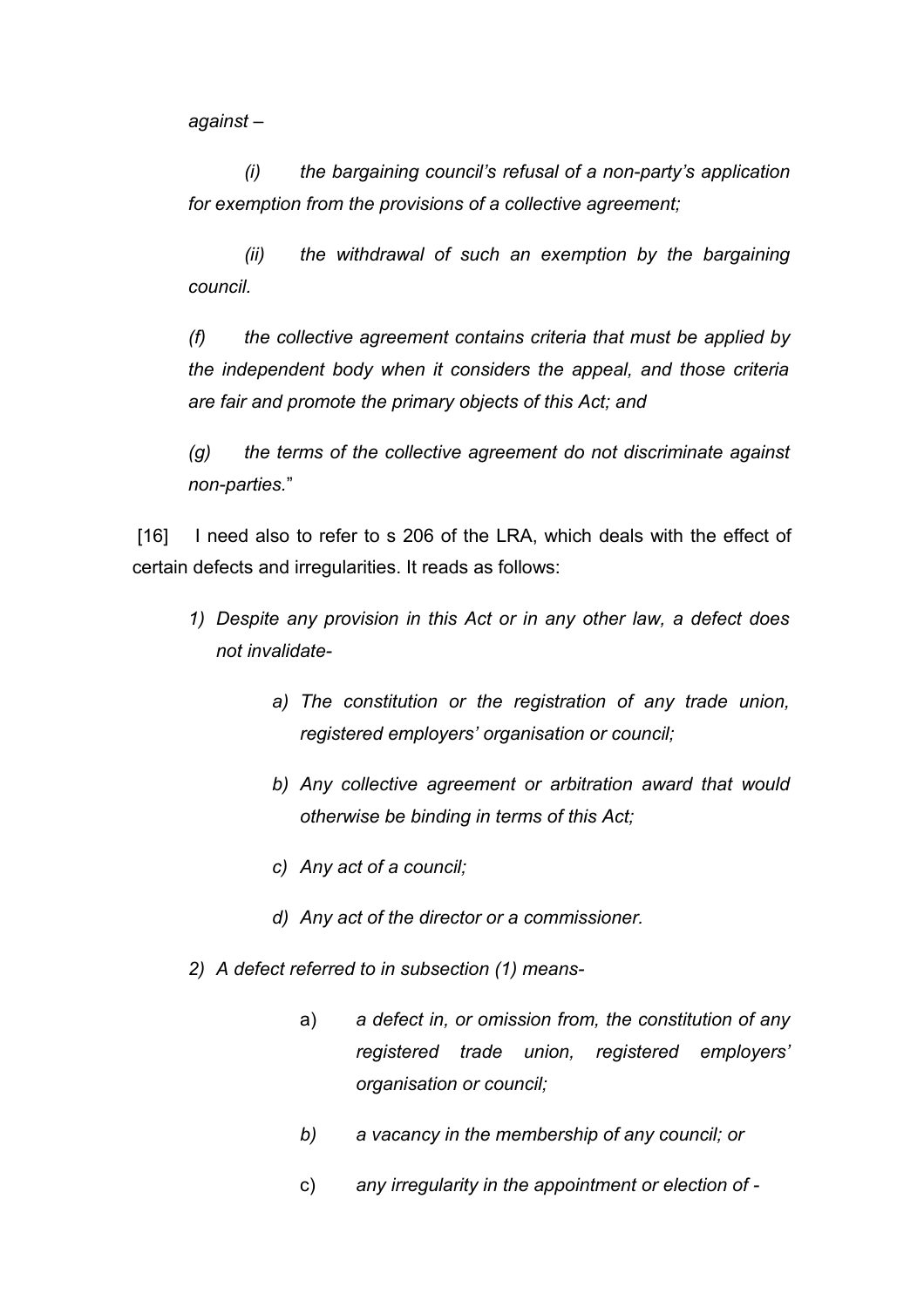*against –*

*(i) the bargaining council's refusal of a non-party's application for exemption from the provisions of a collective agreement;*

*(ii) the withdrawal of such an exemption by the bargaining council.*

*(f) the collective agreement contains criteria that must be applied by the independent body when it considers the appeal, and those criteria are fair and promote the primary objects of this Act; and*

*(g) the terms of the collective agreement do not discriminate against non-parties.*"

[16] I need also to refer to s 206 of the LRA, which deals with the effect of certain defects and irregularities. It reads as follows:

> 1) *Despite any provision in this Act or in any other law, a defect does not invalidate-*
>
> > a) *The constitution or the registration of any trade union, registered employers' organisation or council;*
> >
> > b) *Any collective agreement or arbitration award that would otherwise be binding in terms of this Act;*
> >
> > c) *Any act of a council;*
> >
> > d) *Any act of the director or a commissioner.*
>
> 2) *A defect referred to in subsection (1) means-*
>
> > a) *a defect in, or omission from, the constitution of any registered trade union, registered employers' organisation or council;*
> >
> > b) *a vacancy in the membership of any council; or*
> >
> > c) *any irregularity in the appointment or election of -*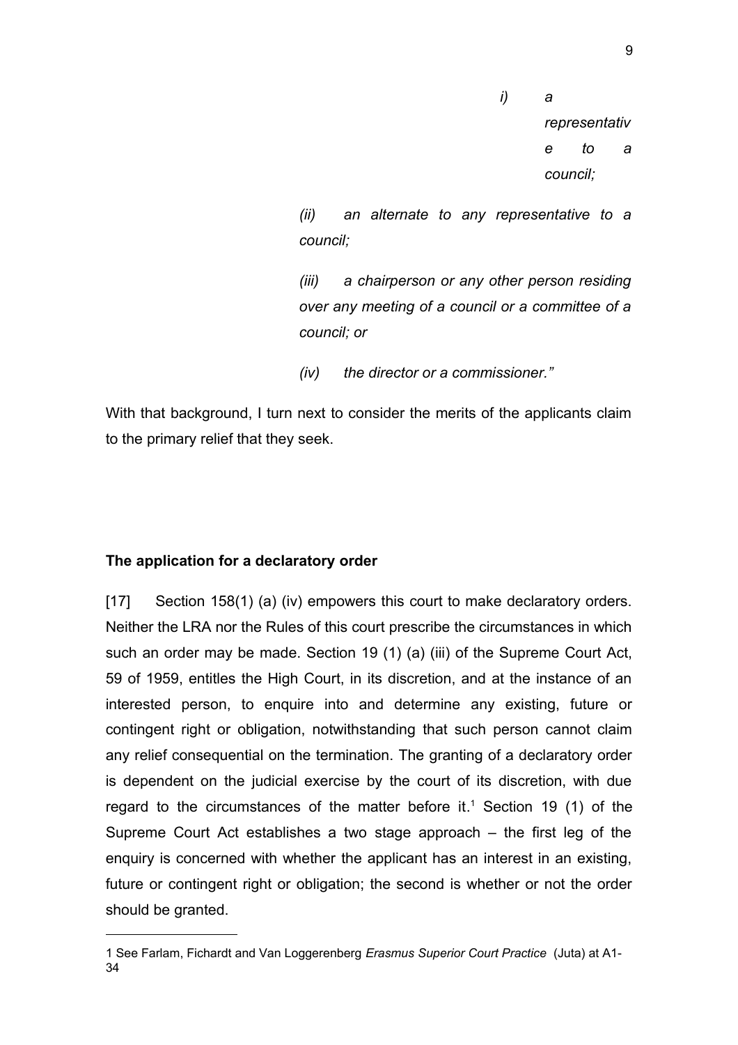*i) a representative to a council;*

*(ii) an alternate to any representative to a council;*

*(iii) a chairperson or any other person residing over any meeting of a council or a committee of a council; or*

*(iv) the director or a commissioner."*

With that background, I turn next to consider the merits of the applicants claim to the primary relief that they seek.

**The application for a declaratory order**

[17] Section 158(1) (a) (iv) empowers this court to make declaratory orders. Neither the LRA nor the Rules of this court prescribe the circumstances in which such an order may be made. Section 19 (1) (a) (iii) of the Supreme Court Act, 59 of 1959, entitles the High Court, in its discretion, and at the instance of an interested person, to enquire into and determine any existing, future or contingent right or obligation, notwithstanding that such person cannot claim any relief consequential on the termination. The granting of a declaratory order is dependent on the judicial exercise by the court of its discretion, with due regard to the circumstances of the matter before it.[1] Section 19 (1) of the Supreme Court Act establishes a two stage approach – the first leg of the enquiry is concerned with whether the applicant has an interest in an existing, future or contingent right or obligation; the second is whether or not the order should be granted.

1 See Farlam, Fichardt and Van Loggerenberg *Erasmus Superior Court Practice* (Juta) at A1-34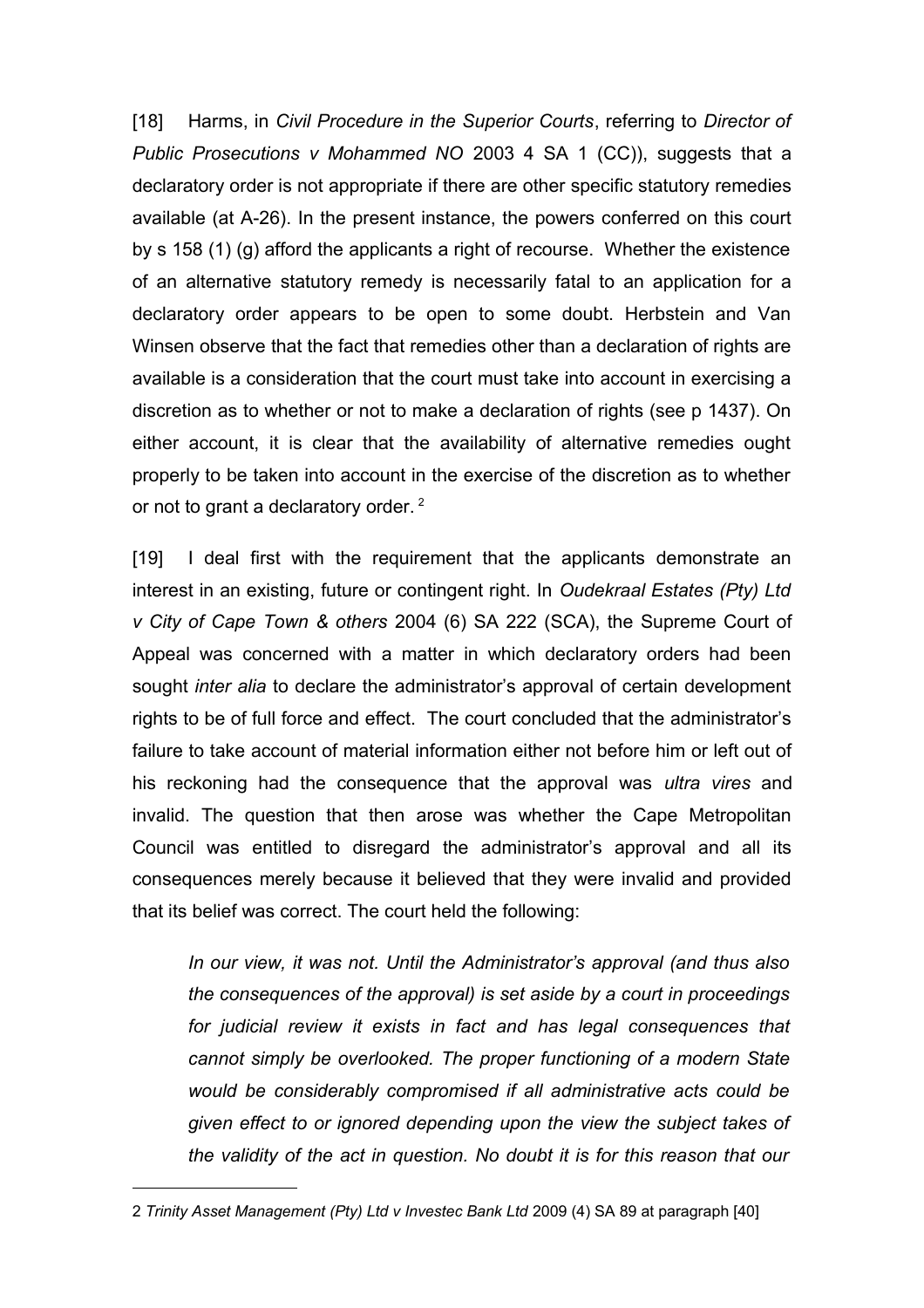[18] Harms, in *Civil Procedure in the Superior Courts*, referring to *Director of Public Prosecutions v Mohammed NO* 2003 4 SA 1 (CC)), suggests that a declaratory order is not appropriate if there are other specific statutory remedies available (at A-26). In the present instance, the powers conferred on this court by s 158 (1) (g) afford the applicants a right of recourse. Whether the existence of an alternative statutory remedy is necessarily fatal to an application for a declaratory order appears to be open to some doubt. Herbstein and Van Winsen observe that the fact that remedies other than a declaration of rights are available is a consideration that the court must take into account in exercising a discretion as to whether or not to make a declaration of rights (see p 1437). On either account, it is clear that the availability of alternative remedies ought properly to be taken into account in the exercise of the discretion as to whether or not to grant a declaratory order. [2]

[19] I deal first with the requirement that the applicants demonstrate an interest in an existing, future or contingent right. In *Oudekraal Estates (Pty) Ltd v City of Cape Town & others* 2004 (6) SA 222 (SCA), the Supreme Court of Appeal was concerned with a matter in which declaratory orders had been sought *inter alia* to declare the administrator's approval of certain development rights to be of full force and effect. The court concluded that the administrator's failure to take account of material information either not before him or left out of his reckoning had the consequence that the approval was *ultra vires* and invalid. The question that then arose was whether the Cape Metropolitan Council was entitled to disregard the administrator's approval and all its consequences merely because it believed that they were invalid and provided that its belief was correct. The court held the following:

> *In our view, it was not. Until the Administrator's approval (and thus also the consequences of the approval) is set aside by a court in proceedings for judicial review it exists in fact and has legal consequences that cannot simply be overlooked. The proper functioning of a modern State would be considerably compromised if all administrative acts could be given effect to or ignored depending upon the view the subject takes of the validity of the act in question. No doubt it is for this reason that our*

---

2 *Trinity Asset Management (Pty) Ltd v Investec Bank Ltd* 2009 (4) SA 89 at paragraph [40]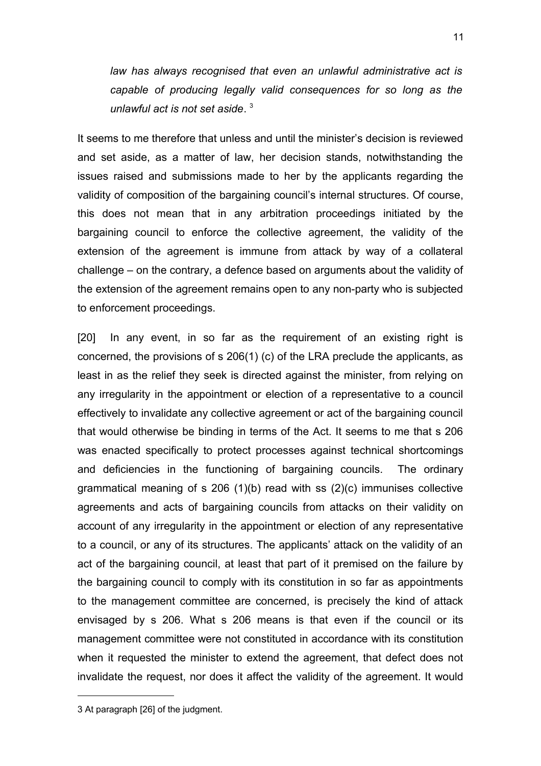*law has always recognised that even an unlawful administrative act is capable of producing legally valid consequences for so long as the unlawful act is not set aside*. [3]

It seems to me therefore that unless and until the minister's decision is reviewed and set aside, as a matter of law, her decision stands, notwithstanding the issues raised and submissions made to her by the applicants regarding the validity of composition of the bargaining council's internal structures. Of course, this does not mean that in any arbitration proceedings initiated by the bargaining council to enforce the collective agreement, the validity of the extension of the agreement is immune from attack by way of a collateral challenge – on the contrary, a defence based on arguments about the validity of the extension of the agreement remains open to any non-party who is subjected to enforcement proceedings.

[20] In any event, in so far as the requirement of an existing right is concerned, the provisions of s 206(1) (c) of the LRA preclude the applicants, as least in as the relief they seek is directed against the minister, from relying on any irregularity in the appointment or election of a representative to a council effectively to invalidate any collective agreement or act of the bargaining council that would otherwise be binding in terms of the Act. It seems to me that s 206 was enacted specifically to protect processes against technical shortcomings and deficiencies in the functioning of bargaining councils. The ordinary grammatical meaning of s 206 (1)(b) read with ss (2)(c) immunises collective agreements and acts of bargaining councils from attacks on their validity on account of any irregularity in the appointment or election of any representative to a council, or any of its structures. The applicants' attack on the validity of an act of the bargaining council, at least that part of it premised on the failure by the bargaining council to comply with its constitution in so far as appointments to the management committee are concerned, is precisely the kind of attack envisaged by s 206. What s 206 means is that even if the council or its management committee were not constituted in accordance with its constitution when it requested the minister to extend the agreement, that defect does not invalidate the request, nor does it affect the validity of the agreement. It would

---

3 At paragraph [26] of the judgment.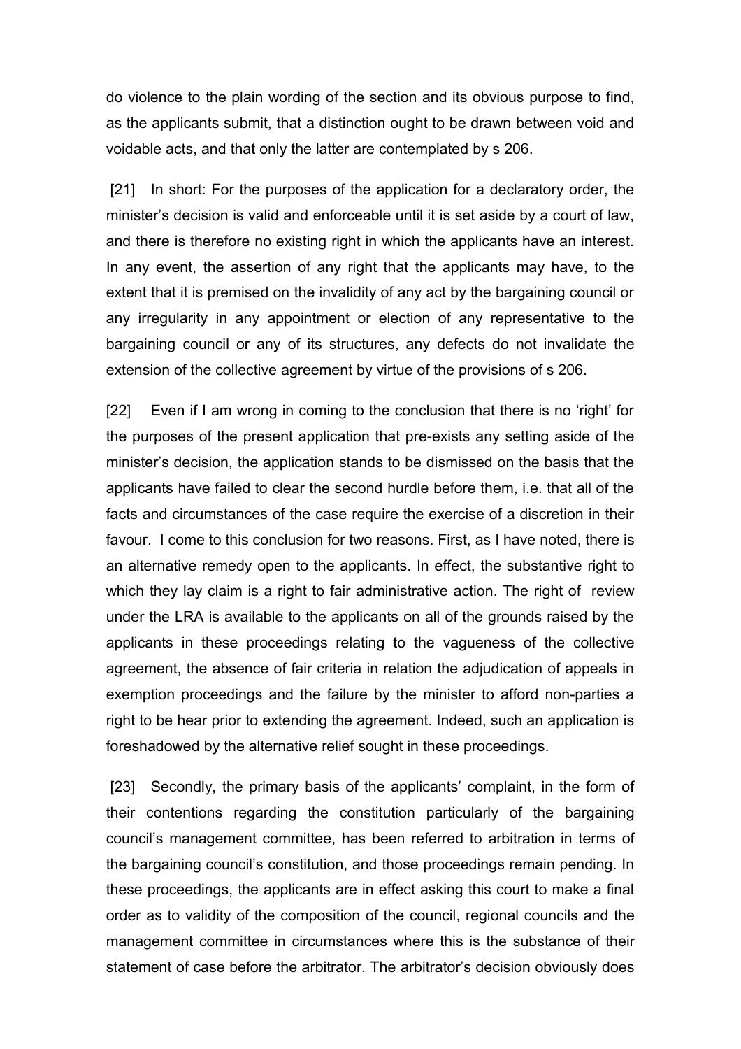do violence to the plain wording of the section and its obvious purpose to find, as the applicants submit, that a distinction ought to be drawn between void and voidable acts, and that only the latter are contemplated by s 206.

[21] In short: For the purposes of the application for a declaratory order, the minister's decision is valid and enforceable until it is set aside by a court of law, and there is therefore no existing right in which the applicants have an interest. In any event, the assertion of any right that the applicants may have, to the extent that it is premised on the invalidity of any act by the bargaining council or any irregularity in any appointment or election of any representative to the bargaining council or any of its structures, any defects do not invalidate the extension of the collective agreement by virtue of the provisions of s 206.

[22] Even if I am wrong in coming to the conclusion that there is no 'right' for the purposes of the present application that pre-exists any setting aside of the minister's decision, the application stands to be dismissed on the basis that the applicants have failed to clear the second hurdle before them, i.e. that all of the facts and circumstances of the case require the exercise of a discretion in their favour. I come to this conclusion for two reasons. First, as I have noted, there is an alternative remedy open to the applicants. In effect, the substantive right to which they lay claim is a right to fair administrative action. The right of review under the LRA is available to the applicants on all of the grounds raised by the applicants in these proceedings relating to the vagueness of the collective agreement, the absence of fair criteria in relation the adjudication of appeals in exemption proceedings and the failure by the minister to afford non-parties a right to be hear prior to extending the agreement. Indeed, such an application is foreshadowed by the alternative relief sought in these proceedings.

[23] Secondly, the primary basis of the applicants' complaint, in the form of their contentions regarding the constitution particularly of the bargaining council's management committee, has been referred to arbitration in terms of the bargaining council's constitution, and those proceedings remain pending. In these proceedings, the applicants are in effect asking this court to make a final order as to validity of the composition of the council, regional councils and the management committee in circumstances where this is the substance of their statement of case before the arbitrator. The arbitrator's decision obviously does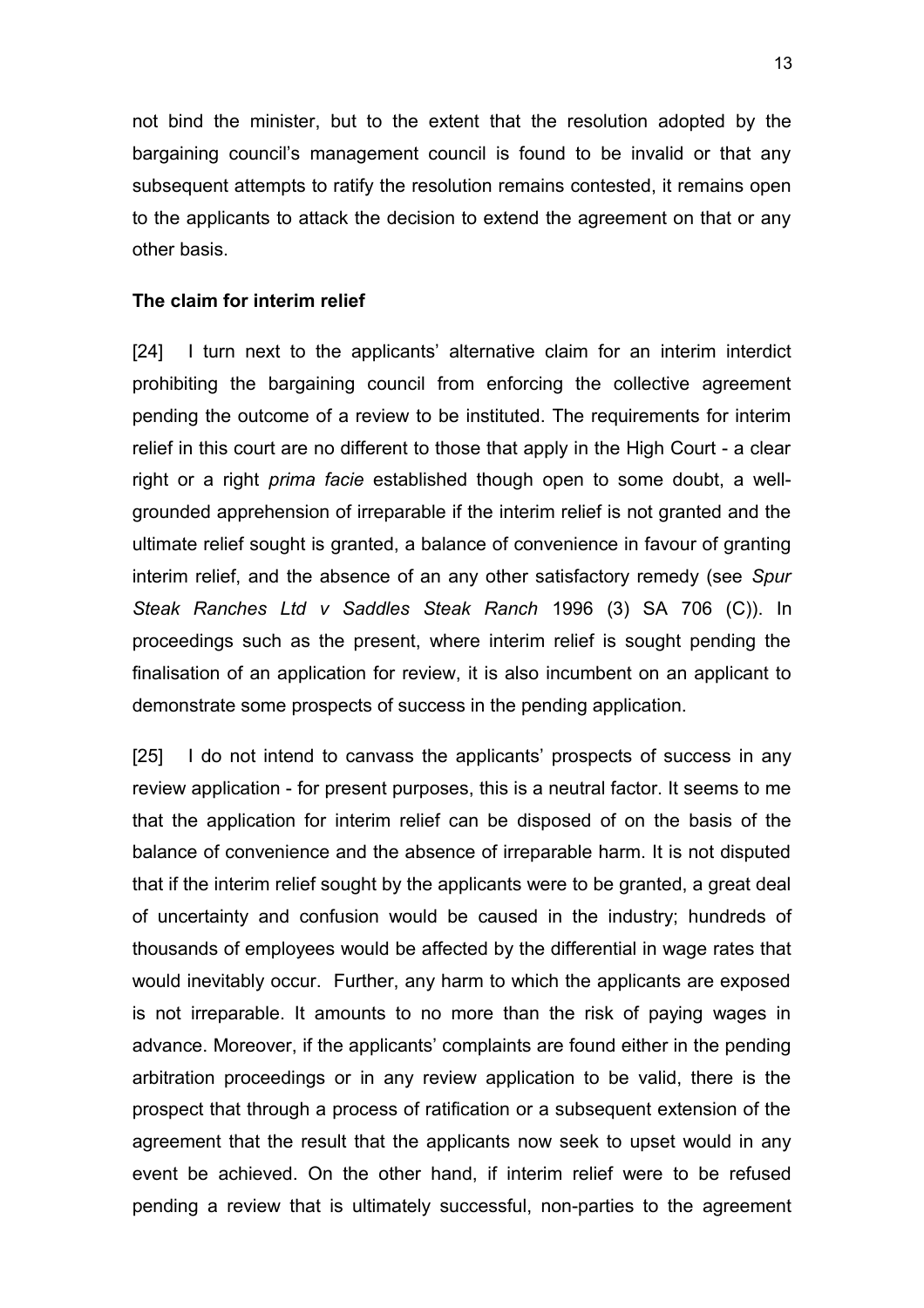not bind the minister, but to the extent that the resolution adopted by the bargaining council's management council is found to be invalid or that any subsequent attempts to ratify the resolution remains contested, it remains open to the applicants to attack the decision to extend the agreement on that or any other basis.

**The claim for interim relief**

[24] I turn next to the applicants' alternative claim for an interim interdict prohibiting the bargaining council from enforcing the collective agreement pending the outcome of a review to be instituted. The requirements for interim relief in this court are no different to those that apply in the High Court - a clear right or a right *prima facie* established though open to some doubt, a well-grounded apprehension of irreparable if the interim relief is not granted and the ultimate relief sought is granted, a balance of convenience in favour of granting interim relief, and the absence of an any other satisfactory remedy (see *Spur Steak Ranches Ltd v Saddles Steak Ranch* 1996 (3) SA 706 (C)). In proceedings such as the present, where interim relief is sought pending the finalisation of an application for review, it is also incumbent on an applicant to demonstrate some prospects of success in the pending application.

[25] I do not intend to canvass the applicants' prospects of success in any review application - for present purposes, this is a neutral factor. It seems to me that the application for interim relief can be disposed of on the basis of the balance of convenience and the absence of irreparable harm. It is not disputed that if the interim relief sought by the applicants were to be granted, a great deal of uncertainty and confusion would be caused in the industry; hundreds of thousands of employees would be affected by the differential in wage rates that would inevitably occur. Further, any harm to which the applicants are exposed is not irreparable. It amounts to no more than the risk of paying wages in advance. Moreover, if the applicants' complaints are found either in the pending arbitration proceedings or in any review application to be valid, there is the prospect that through a process of ratification or a subsequent extension of the agreement that the result that the applicants now seek to upset would in any event be achieved. On the other hand, if interim relief were to be refused pending a review that is ultimately successful, non-parties to the agreement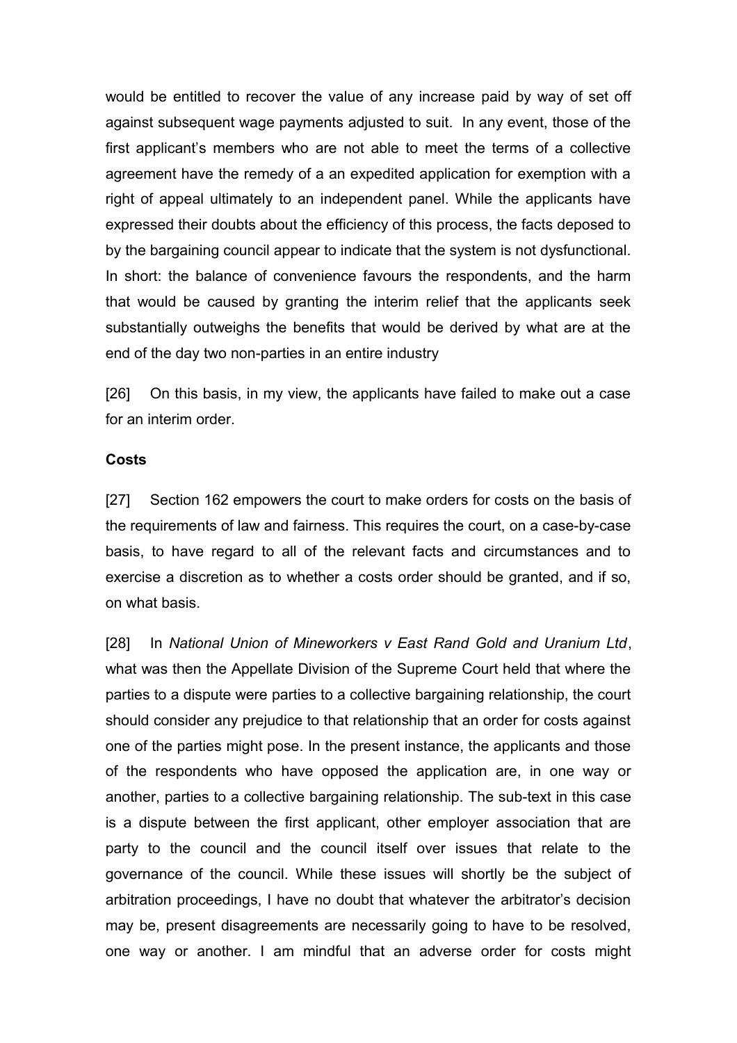would be entitled to recover the value of any increase paid by way of set off against subsequent wage payments adjusted to suit. In any event, those of the first applicant's members who are not able to meet the terms of a collective agreement have the remedy of a an expedited application for exemption with a right of appeal ultimately to an independent panel. While the applicants have expressed their doubts about the efficiency of this process, the facts deposed to by the bargaining council appear to indicate that the system is not dysfunctional. In short: the balance of convenience favours the respondents, and the harm that would be caused by granting the interim relief that the applicants seek substantially outweighs the benefits that would be derived by what are at the end of the day two non-parties in an entire industry

[26] On this basis, in my view, the applicants have failed to make out a case for an interim order.

**Costs**

[27] Section 162 empowers the court to make orders for costs on the basis of the requirements of law and fairness. This requires the court, on a case-by-case basis, to have regard to all of the relevant facts and circumstances and to exercise a discretion as to whether a costs order should be granted, and if so, on what basis.

[28] In *National Union of Mineworkers v East Rand Gold and Uranium Ltd*, what was then the Appellate Division of the Supreme Court held that where the parties to a dispute were parties to a collective bargaining relationship, the court should consider any prejudice to that relationship that an order for costs against one of the parties might pose. In the present instance, the applicants and those of the respondents who have opposed the application are, in one way or another, parties to a collective bargaining relationship. The sub-text in this case is a dispute between the first applicant, other employer association that are party to the council and the council itself over issues that relate to the governance of the council. While these issues will shortly be the subject of arbitration proceedings, I have no doubt that whatever the arbitrator's decision may be, present disagreements are necessarily going to have to be resolved, one way or another. I am mindful that an adverse order for costs might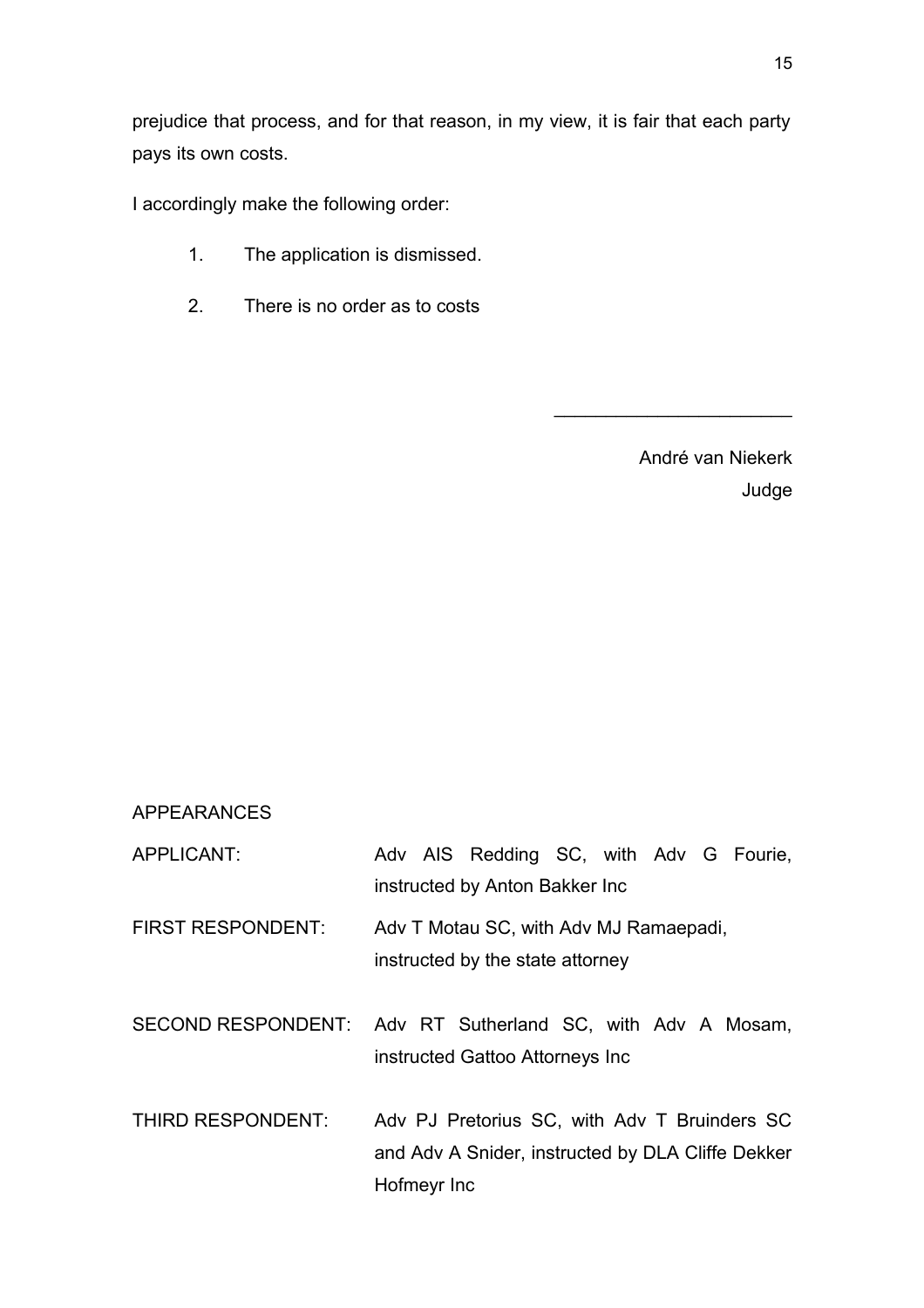prejudice that process, and for that reason, in my view, it is fair that each party pays its own costs.

I accordingly make the following order:

1. The application is dismissed.

2. There is no order as to costs

\_\_\_\_\_\_\_\_\_\_\_\_\_\_\_\_\_\_\_\_\_\_\_\_

André van Niekerk

Judge

APPEARANCES

| | |
|---|---|
| APPLICANT: | Adv AIS Redding SC, with Adv G Fourie, instructed by Anton Bakker Inc |
| FIRST RESPONDENT: | Adv T Motau SC, with Adv MJ Ramaepadi, instructed by the state attorney |
| SECOND RESPONDENT: | Adv RT Sutherland SC, with Adv A Mosam, instructed Gattoo Attorneys Inc |
| THIRD RESPONDENT: | Adv PJ Pretorius SC, with Adv T Bruinders SC and Adv A Snider, instructed by DLA Cliffe Dekker Hofmeyr Inc |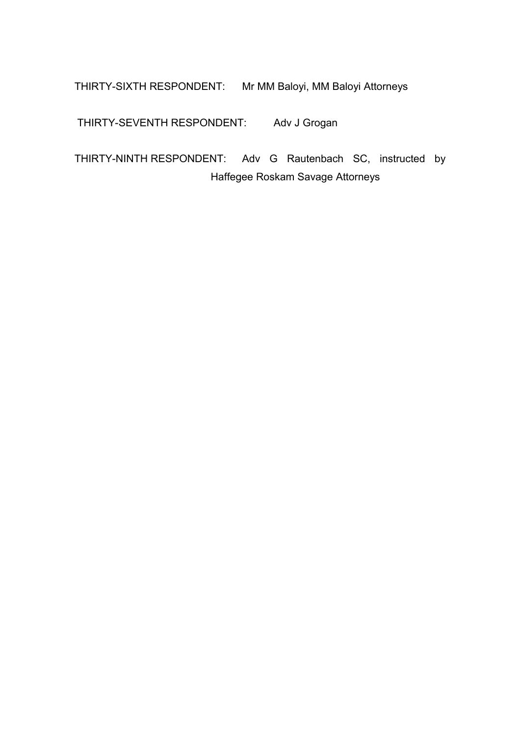THIRTY-SIXTH RESPONDENT: Mr MM Baloyi, MM Baloyi Attorneys

THIRTY-SEVENTH RESPONDENT: Adv J Grogan

THIRTY-NINTH RESPONDENT: Adv G Rautenbach SC, instructed by Haffegee Roskam Savage Attorneys